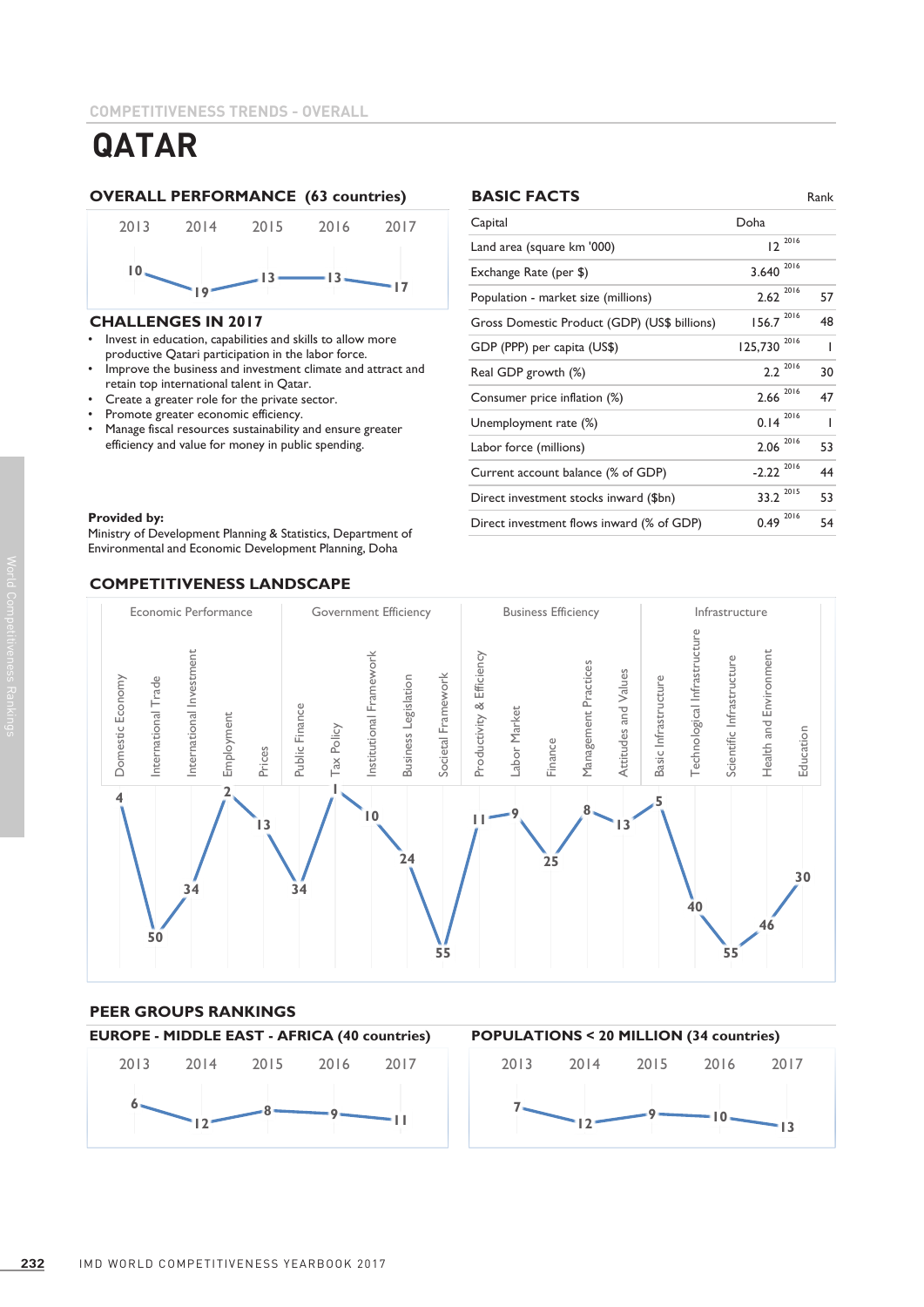COMPETITIVENESS TRENDS - OVERALL

# QATAR

## OVERALL PERFORMANCE (63 countries)

| 2013 | 2014 | 2015 | 2016 | 2017 |
|---|---|---|---|---|
| 10 | 19 | 13 | 13 | 17 |

## CHALLENGES IN 2017

- Invest in education, capabilities and skills to allow more productive Qatari participation in the labor force.
- Improve the business and investment climate and attract and retain top international talent in Qatar.
- Create a greater role for the private sector.
- Promote greater economic efficiency.
- Manage fiscal resources sustainability and ensure greater efficiency and value for money in public spending.

**Provided by:**
Ministry of Development Planning & Statistics, Department of Environmental and Economic Development Planning, Doha

## BASIC FACTS

| | | | Rank |
|---|---|---|---|
| Capital | Doha | | |
| Land area (square km '000) | 12 | 2016 | |
| Exchange Rate (per $) | 3.640 | 2016 | |
| Population - market size (millions) | 2.62 | 2016 | 57 |
| Gross Domestic Product (GDP) (US$ billions) | 156.7 | 2016 | 48 |
| GDP (PPP) per capita (US$) | 125,730 | 2016 | 1 |
| Real GDP growth (%) | 2.2 | 2016 | 30 |
| Consumer price inflation (%) | 2.66 | 2016 | 47 |
| Unemployment rate (%) | 0.14 | 2016 | 1 |
| Labor force (millions) | 2.06 | 2016 | 53 |
| Current account balance (% of GDP) | -2.22 | 2016 | 44 |
| Direct investment stocks inward ($bn) | 33.2 | 2015 | 53 |
| Direct investment flows inward (% of GDP) | 0.49 | 2016 | 54 |

## COMPETITIVENESS LANDSCAPE

| Factor | Sub-factor | Rank |
|---|---|---|
| Economic Performance | Domestic Economy | 4 |
| | International Trade | 50 |
| | International Investment | 34 |
| | Employment | 2 |
| | Prices | 13 |
| Government Efficiency | Public Finance | 34 |
| | Tax Policy | 1 |
| | Institutional Framework | 10 |
| | Business Legislation | 24 |
| | Societal Framework | 55 |
| Business Efficiency | Productivity & Efficiency | 11 |
| | Labor Market | 9 |
| | Finance | 25 |
| | Management Practices | 8 |
| | Attitudes and Values | 13 |
| Infrastructure | Basic Infrastructure | 5 |
| | Technological Infrastructure | 40 |
| | Scientific Infrastructure | 55 |
| | Health and Environment | 46 |
| | Education | 30 |

## PEER GROUPS RANKINGS

### EUROPE - MIDDLE EAST - AFRICA (40 countries)

| 2013 | 2014 | 2015 | 2016 | 2017 |
|---|---|---|---|---|
| 6 | 12 | 8 | 9 | 11 |

### POPULATIONS < 20 MILLION (34 countries)

| 2013 | 2014 | 2015 | 2016 | 2017 |
|---|---|---|---|---|
| 7 | 12 | 9 | 10 | 13 |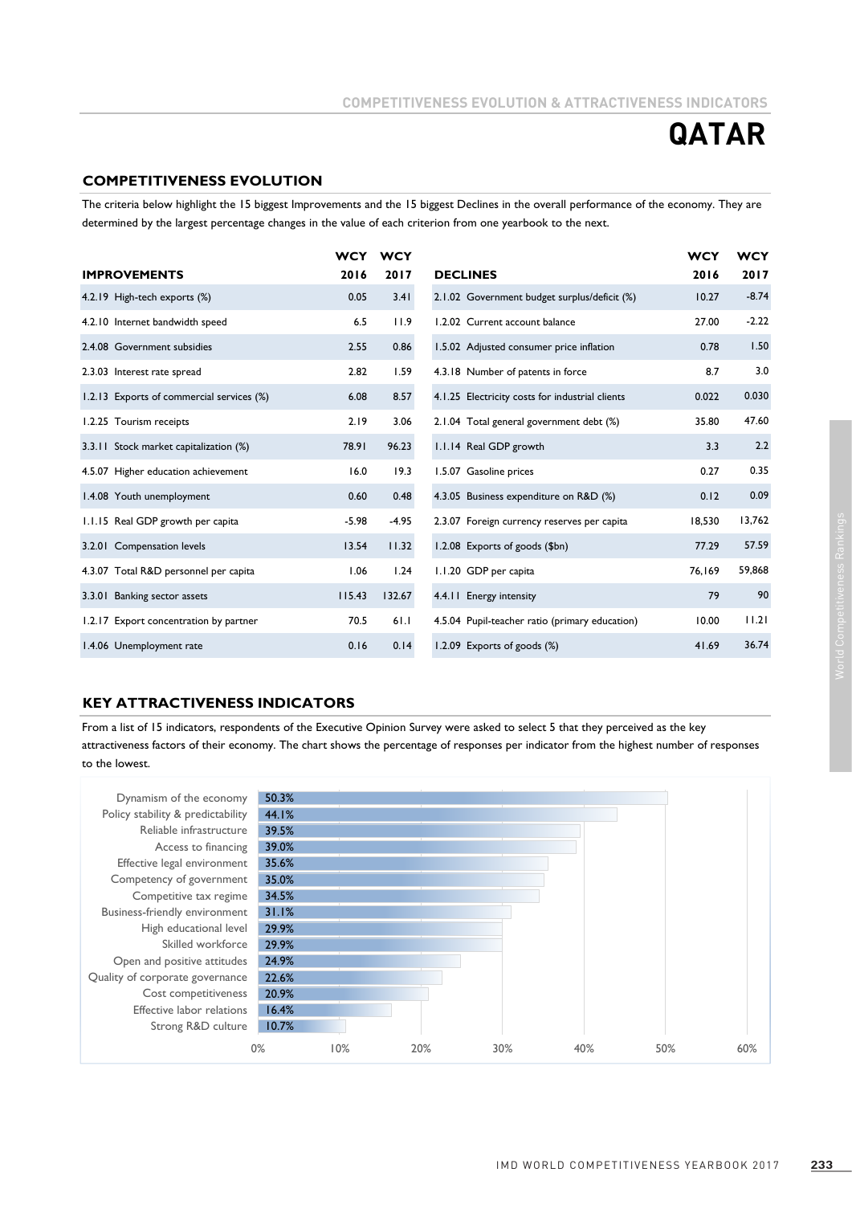# QATAR

## COMPETITIVENESS EVOLUTION

The criteria below highlight the 15 biggest Improvements and the 15 biggest Declines in the overall performance of the economy. They are determined by the largest percentage changes in the value of each criterion from one yearbook to the next.

| IMPROVEMENTS | WCY 2016 | WCY 2017 |
|---|---|---|
| 4.2.19 High-tech exports (%) | 0.05 | 3.41 |
| 4.2.10 Internet bandwidth speed | 6.5 | 11.9 |
| 2.4.08 Government subsidies | 2.55 | 0.86 |
| 2.3.03 Interest rate spread | 2.82 | 1.59 |
| 1.2.13 Exports of commercial services (%) | 6.08 | 8.57 |
| 1.2.25 Tourism receipts | 2.19 | 3.06 |
| 3.3.11 Stock market capitalization (%) | 78.91 | 96.23 |
| 4.5.07 Higher education achievement | 16.0 | 19.3 |
| 1.4.08 Youth unemployment | 0.60 | 0.48 |
| 1.1.15 Real GDP growth per capita | -5.98 | -4.95 |
| 3.2.01 Compensation levels | 13.54 | 11.32 |
| 4.3.07 Total R&D personnel per capita | 1.06 | 1.24 |
| 3.3.01 Banking sector assets | 115.43 | 132.67 |
| 1.2.17 Export concentration by partner | 70.5 | 61.1 |
| 1.4.06 Unemployment rate | 0.16 | 0.14 |

| DECLINES | WCY 2016 | WCY 2017 |
|---|---|---|
| 2.1.02 Government budget surplus/deficit (%) | 10.27 | -8.74 |
| 1.2.02 Current account balance | 27.00 | -2.22 |
| 1.5.02 Adjusted consumer price inflation | 0.78 | 1.50 |
| 4.3.18 Number of patents in force | 8.7 | 3.0 |
| 4.1.25 Electricity costs for industrial clients | 0.022 | 0.030 |
| 2.1.04 Total general government debt (%) | 35.80 | 47.60 |
| 1.1.14 Real GDP growth | 3.3 | 2.2 |
| 1.5.07 Gasoline prices | 0.27 | 0.35 |
| 4.3.05 Business expenditure on R&D (%) | 0.12 | 0.09 |
| 2.3.07 Foreign currency reserves per capita | 18,530 | 13,762 |
| 1.2.08 Exports of goods ($bn) | 77.29 | 57.59 |
| 1.1.20 GDP per capita | 76,169 | 59,868 |
| 4.4.11 Energy intensity | 79 | 90 |
| 4.5.04 Pupil-teacher ratio (primary education) | 10.00 | 11.21 |
| 1.2.09 Exports of goods (%) | 41.69 | 36.74 |

## KEY ATTRACTIVENESS INDICATORS

From a list of 15 indicators, respondents of the Executive Opinion Survey were asked to select 5 that they perceived as the key attractiveness factors of their economy. The chart shows the percentage of responses per indicator from the highest number of responses to the lowest.

| Indicator | % |
|---|---|
| Dynamism of the economy | 50.3% |
| Policy stability & predictability | 44.1% |
| Reliable infrastructure | 39.5% |
| Access to financing | 39.0% |
| Effective legal environment | 35.6% |
| Competency of government | 35.0% |
| Competitive tax regime | 34.5% |
| Business-friendly environment | 31.1% |
| High educational level | 29.9% |
| Skilled workforce | 29.9% |
| Open and positive attitudes | 24.9% |
| Quality of corporate governance | 22.6% |
| Cost competitiveness | 20.9% |
| Effective labor relations | 16.4% |
| Strong R&D culture | 10.7% |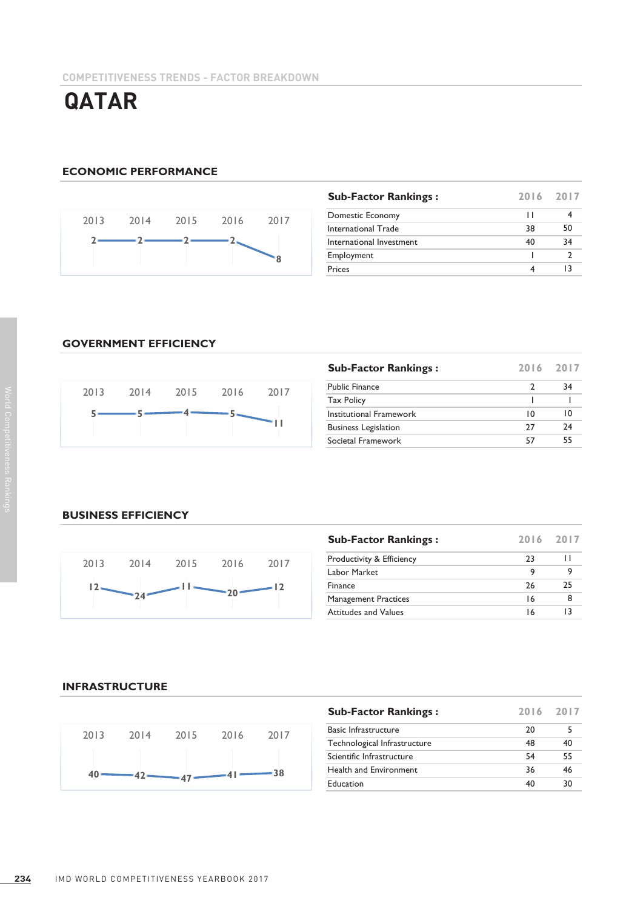COMPETITIVENESS TRENDS - FACTOR BREAKDOWN

# QATAR

## ECONOMIC PERFORMANCE

| 2013 | 2014 | 2015 | 2016 | 2017 |
|---|---|---|---|---|
| 2 | 2 | 2 | 2 | 8 |

| Sub-Factor Rankings : | 2016 | 2017 |
|---|---|---|
| Domestic Economy | 11 | 4 |
| International Trade | 38 | 50 |
| International Investment | 40 | 34 |
| Employment | 1 | 2 |
| Prices | 4 | 13 |

## GOVERNMENT EFFICIENCY

| 2013 | 2014 | 2015 | 2016 | 2017 |
|---|---|---|---|---|
| 5 | 5 | 4 | 5 | 11 |

| Sub-Factor Rankings : | 2016 | 2017 |
|---|---|---|
| Public Finance | 2 | 34 |
| Tax Policy | 1 | 1 |
| Institutional Framework | 10 | 10 |
| Business Legislation | 27 | 24 |
| Societal Framework | 57 | 55 |

## BUSINESS EFFICIENCY

| 2013 | 2014 | 2015 | 2016 | 2017 |
|---|---|---|---|---|
| 12 | 24 | 11 | 20 | 12 |

| Sub-Factor Rankings : | 2016 | 2017 |
|---|---|---|
| Productivity & Efficiency | 23 | 11 |
| Labor Market | 9 | 9 |
| Finance | 26 | 25 |
| Management Practices | 16 | 8 |
| Attitudes and Values | 16 | 13 |

## INFRASTRUCTURE

| 2013 | 2014 | 2015 | 2016 | 2017 |
|---|---|---|---|---|
| 40 | 42 | 47 | 41 | 38 |

| Sub-Factor Rankings : | 2016 | 2017 |
|---|---|---|
| Basic Infrastructure | 20 | 5 |
| Technological Infrastructure | 48 | 40 |
| Scientific Infrastructure | 54 | 55 |
| Health and Environment | 36 | 46 |
| Education | 40 | 30 |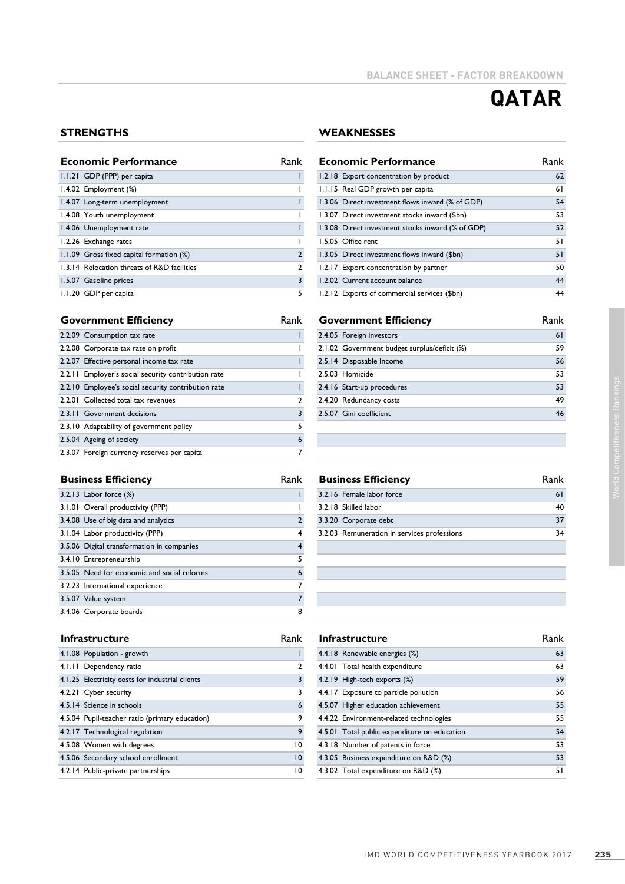BALANCE SHEET - FACTOR BREAKDOWN

# QATAR

## STRENGTHS

| Economic Performance | Rank |
|---|---|
| 1.1.21 GDP (PPP) per capita | 1 |
| 1.4.02 Employment (%) | 1 |
| 1.4.07 Long-term unemployment | 1 |
| 1.4.08 Youth unemployment | 1 |
| 1.4.06 Unemployment rate | 1 |
| 1.2.26 Exchange rates | 1 |
| 1.1.09 Gross fixed capital formation (%) | 2 |
| 1.3.14 Relocation threats of R&D facilities | 2 |
| 1.5.07 Gasoline prices | 3 |
| 1.1.20 GDP per capita | 5 |

| Government Efficiency | Rank |
|---|---|
| 2.2.09 Consumption tax rate | 1 |
| 2.2.08 Corporate tax rate on profit | 1 |
| 2.2.07 Effective personal income tax rate | 1 |
| 2.2.11 Employer's social security contribution rate | 1 |
| 2.2.10 Employee's social security contribution rate | 1 |
| 2.2.01 Collected total tax revenues | 2 |
| 2.3.11 Government decisions | 3 |
| 2.3.10 Adaptability of government policy | 5 |
| 2.5.04 Ageing of society | 6 |
| 2.3.07 Foreign currency reserves per capita | 7 |

| Business Efficiency | Rank |
|---|---|
| 3.2.13 Labor force (%) | 1 |
| 3.1.01 Overall productivity (PPP) | 1 |
| 3.4.08 Use of big data and analytics | 2 |
| 3.1.04 Labor productivity (PPP) | 4 |
| 3.5.06 Digital transformation in companies | 4 |
| 3.4.10 Entrepreneurship | 5 |
| 3.5.05 Need for economic and social reforms | 6 |
| 3.2.23 International experience | 7 |
| 3.5.07 Value system | 7 |
| 3.4.06 Corporate boards | 8 |

| Infrastructure | Rank |
|---|---|
| 4.1.08 Population - growth | 1 |
| 4.1.11 Dependency ratio | 2 |
| 4.1.25 Electricity costs for industrial clients | 3 |
| 4.2.21 Cyber security | 3 |
| 4.5.14 Science in schools | 6 |
| 4.5.04 Pupil-teacher ratio (primary education) | 9 |
| 4.2.17 Technological regulation | 9 |
| 4.5.08 Women with degrees | 10 |
| 4.5.06 Secondary school enrollment | 10 |
| 4.2.14 Public-private partnerships | 10 |

## WEAKNESSES

| Economic Performance | Rank |
|---|---|
| 1.2.18 Export concentration by product | 62 |
| 1.1.15 Real GDP growth per capita | 61 |
| 1.3.06 Direct investment flows inward (% of GDP) | 54 |
| 1.3.07 Direct investment stocks inward ($bn) | 53 |
| 1.3.08 Direct investment stocks inward (% of GDP) | 52 |
| 1.5.05 Office rent | 51 |
| 1.3.05 Direct investment flows inward ($bn) | 51 |
| 1.2.17 Export concentration by partner | 50 |
| 1.2.02 Current account balance | 44 |
| 1.2.12 Exports of commercial services ($bn) | 44 |

| Government Efficiency | Rank |
|---|---|
| 2.4.05 Foreign investors | 61 |
| 2.1.02 Government budget surplus/deficit (%) | 59 |
| 2.5.14 Disposable Income | 56 |
| 2.5.03 Homicide | 53 |
| 2.4.16 Start-up procedures | 53 |
| 2.4.20 Redundancy costs | 49 |
| 2.5.07 Gini coefficient | 46 |

| Business Efficiency | Rank |
|---|---|
| 3.2.16 Female labor force | 61 |
| 3.2.18 Skilled labor | 40 |
| 3.3.20 Corporate debt | 37 |
| 3.2.03 Remuneration in services professions | 34 |

| Infrastructure | Rank |
|---|---|
| 4.4.18 Renewable energies (%) | 63 |
| 4.4.01 Total health expenditure | 63 |
| 4.2.19 High-tech exports (%) | 59 |
| 4.4.17 Exposure to particle pollution | 56 |
| 4.5.07 Higher education achievement | 55 |
| 4.4.22 Environment-related technologies | 55 |
| 4.5.01 Total public expenditure on education | 54 |
| 4.3.18 Number of patents in force | 53 |
| 4.3.05 Business expenditure on R&D (%) | 53 |
| 4.3.02 Total expenditure on R&D (%) | 51 |